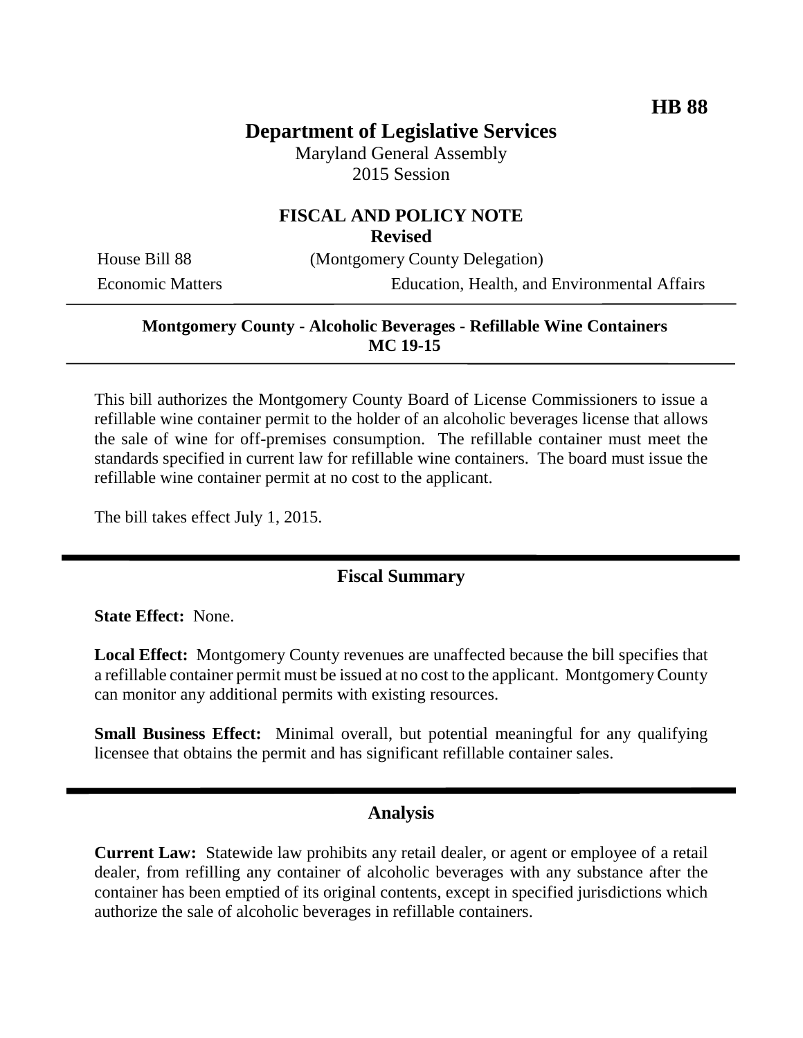**HB 88**

# Department of Legislative Services

Maryland General Assembly
2015 Session

## FISCAL AND POLICY NOTE
**Revised**

House Bill 88 (Montgomery County Delegation)
Economic Matters Education, Health, and Environmental Affairs

**Montgomery County - Alcoholic Beverages - Refillable Wine Containers**
**MC 19-15**

This bill authorizes the Montgomery County Board of License Commissioners to issue a refillable wine container permit to the holder of an alcoholic beverages license that allows the sale of wine for off-premises consumption. The refillable container must meet the standards specified in current law for refillable wine containers. The board must issue the refillable wine container permit at no cost to the applicant.

The bill takes effect July 1, 2015.

## Fiscal Summary

**State Effect:** None.

**Local Effect:** Montgomery County revenues are unaffected because the bill specifies that a refillable container permit must be issued at no cost to the applicant. Montgomery County can monitor any additional permits with existing resources.

**Small Business Effect:** Minimal overall, but potential meaningful for any qualifying licensee that obtains the permit and has significant refillable container sales.

## Analysis

**Current Law:** Statewide law prohibits any retail dealer, or agent or employee of a retail dealer, from refilling any container of alcoholic beverages with any substance after the container has been emptied of its original contents, except in specified jurisdictions which authorize the sale of alcoholic beverages in refillable containers.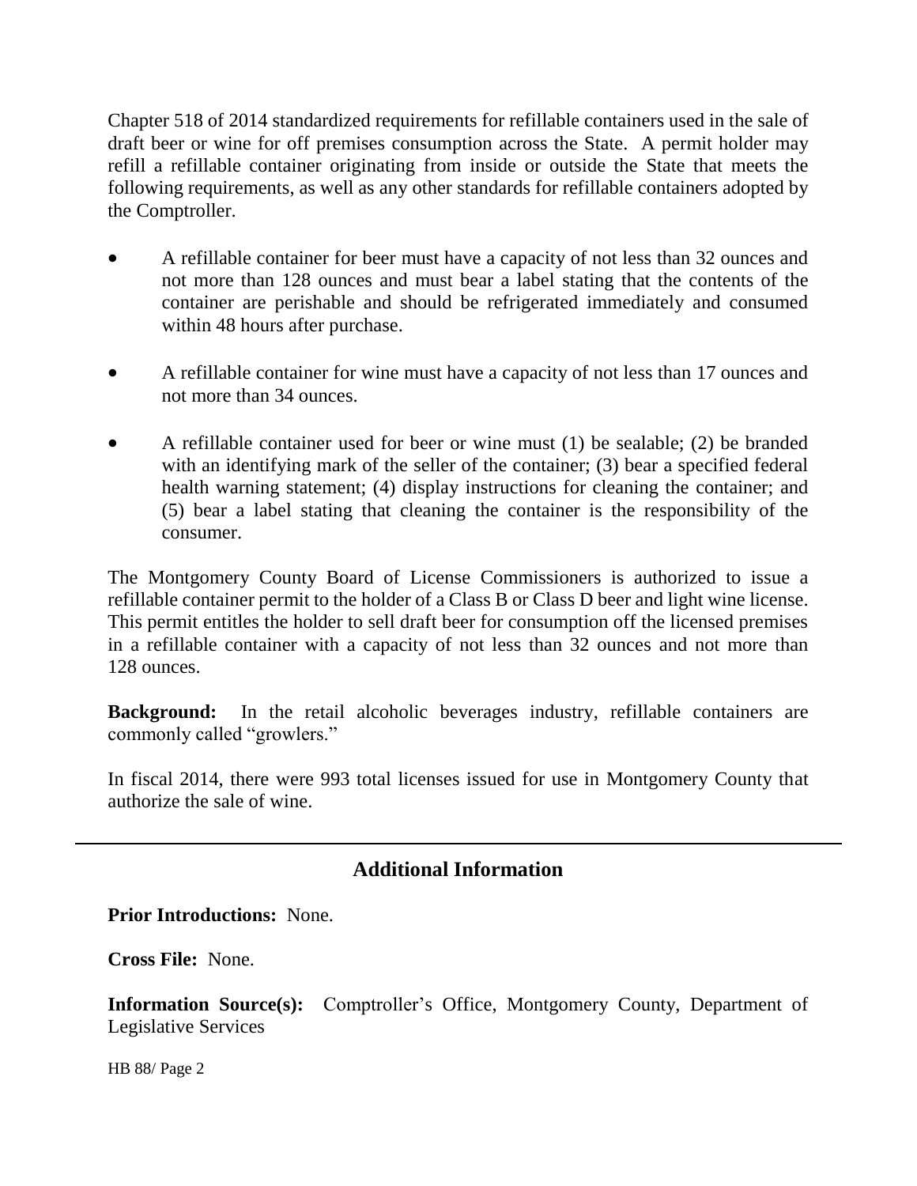Chapter 518 of 2014 standardized requirements for refillable containers used in the sale of draft beer or wine for off premises consumption across the State. A permit holder may refill a refillable container originating from inside or outside the State that meets the following requirements, as well as any other standards for refillable containers adopted by the Comptroller.

- A refillable container for beer must have a capacity of not less than 32 ounces and not more than 128 ounces and must bear a label stating that the contents of the container are perishable and should be refrigerated immediately and consumed within 48 hours after purchase.
- A refillable container for wine must have a capacity of not less than 17 ounces and not more than 34 ounces.
- A refillable container used for beer or wine must (1) be sealable; (2) be branded with an identifying mark of the seller of the container; (3) bear a specified federal health warning statement; (4) display instructions for cleaning the container; and (5) bear a label stating that cleaning the container is the responsibility of the consumer.

The Montgomery County Board of License Commissioners is authorized to issue a refillable container permit to the holder of a Class B or Class D beer and light wine license. This permit entitles the holder to sell draft beer for consumption off the licensed premises in a refillable container with a capacity of not less than 32 ounces and not more than 128 ounces.

**Background:** In the retail alcoholic beverages industry, refillable containers are commonly called "growlers."

In fiscal 2014, there were 993 total licenses issued for use in Montgomery County that authorize the sale of wine.

---

## Additional Information

**Prior Introductions:** None.

**Cross File:** None.

**Information Source(s):** Comptroller's Office, Montgomery County, Department of Legislative Services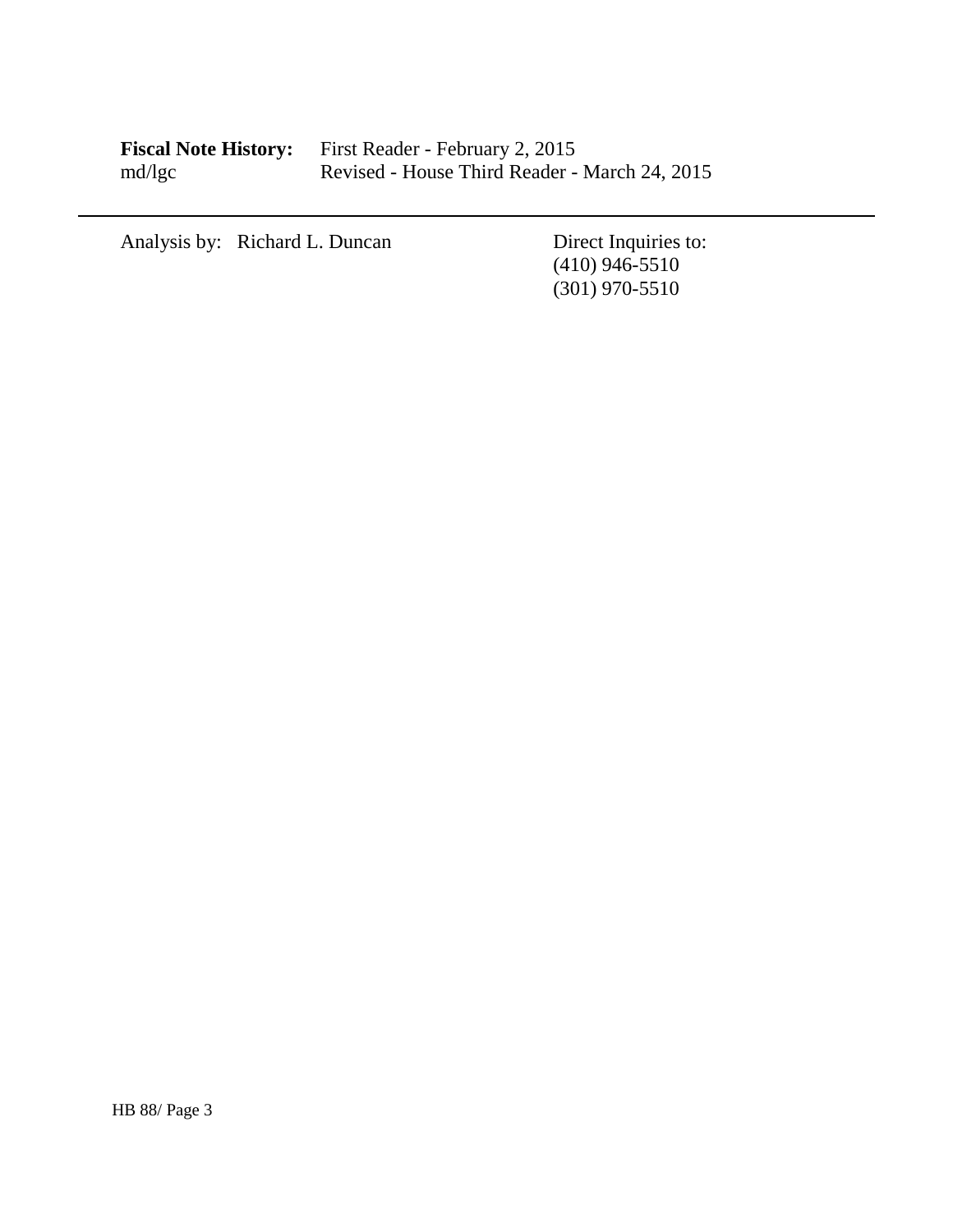**Fiscal Note History:** First Reader - February 2, 2015
md/lgc Revised - House Third Reader - March 24, 2015

---

Analysis by: Richard L. Duncan

Direct Inquiries to:
(410) 946-5510
(301) 970-5510